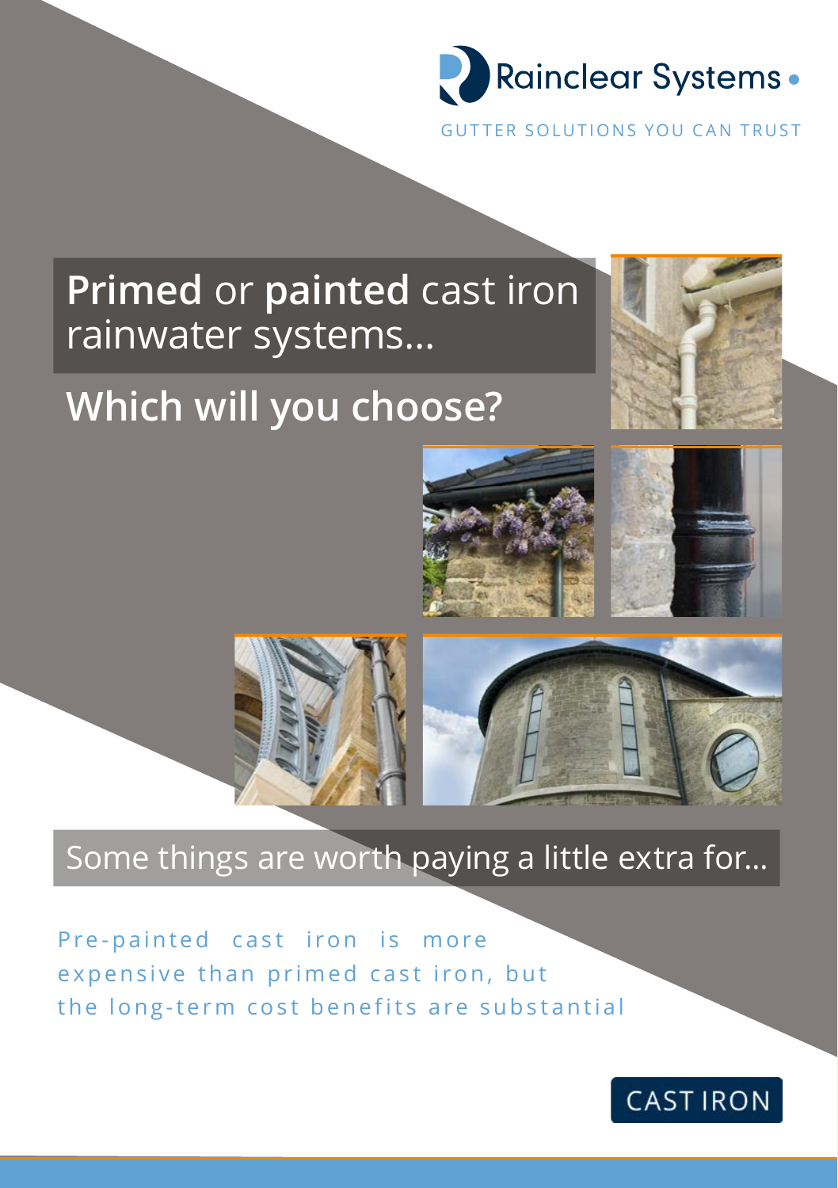Rainclear Systems

GUTTER SOLUTIONS YOU CAN TRUST

# **Primed** or **painted** cast iron rainwater systems...

## Which will you choose?

Some things are worth paying a little extra for...

Pre-painted cast iron is more expensive than primed cast iron, but the long-term cost benefits are substantial

CAST IRON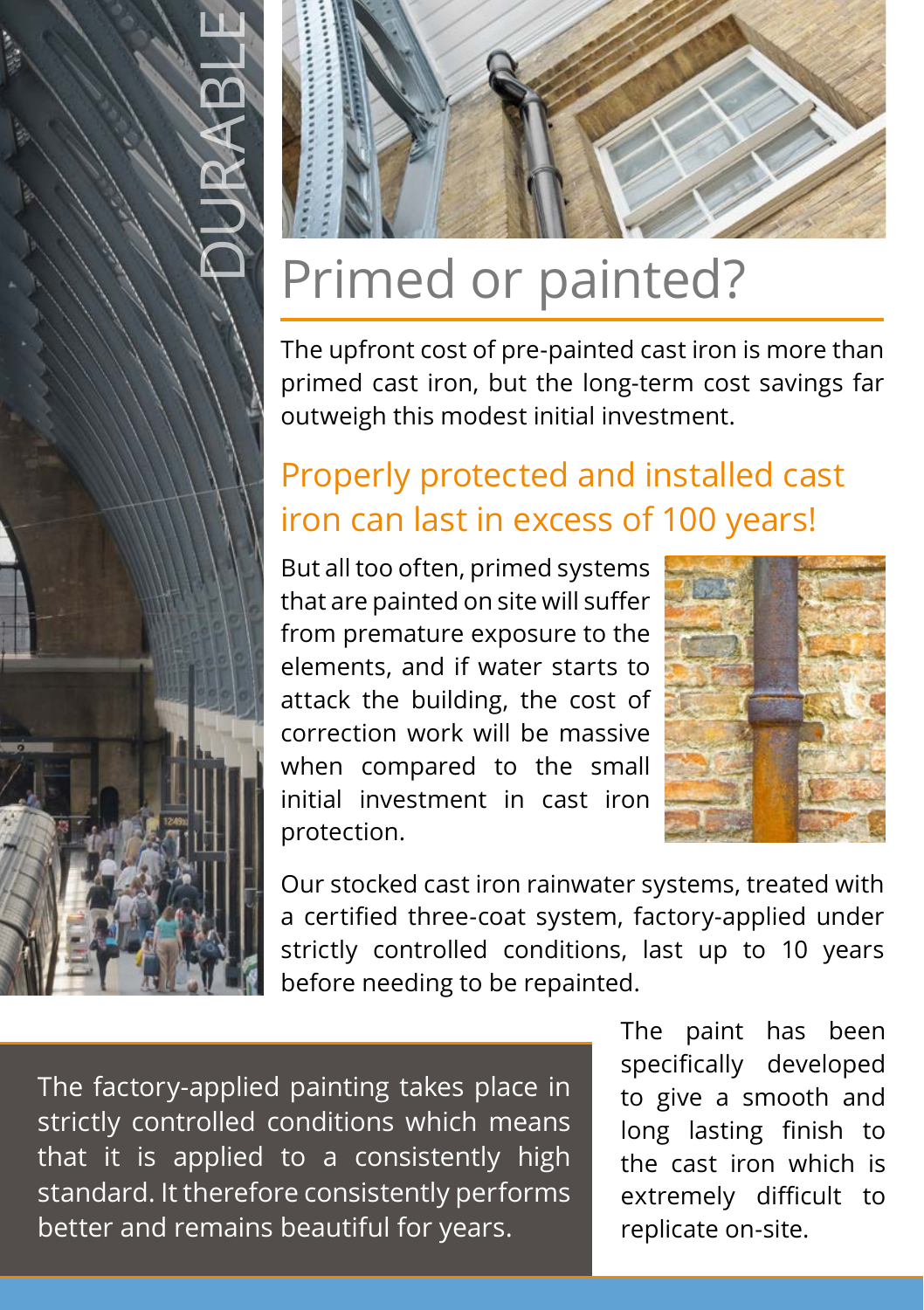DURABLE

# Primed or painted?

The upfront cost of pre-painted cast iron is more than primed cast iron, but the long-term cost savings far outweigh this modest initial investment.

## Properly protected and installed cast iron can last in excess of 100 years!

But all too often, primed systems that are painted on site will suffer from premature exposure to the elements, and if water starts to attack the building, the cost of correction work will be massive when compared to the small initial investment in cast iron protection.

Our stocked cast iron rainwater systems, treated with a certified three-coat system, factory-applied under strictly controlled conditions, last up to 10 years before needing to be repainted.

The factory-applied painting takes place in strictly controlled conditions which means that it is applied to a consistently high standard. It therefore consistently performs better and remains beautiful for years.

The paint has been specifically developed to give a smooth and long lasting finish to the cast iron which is extremely difficult to replicate on-site.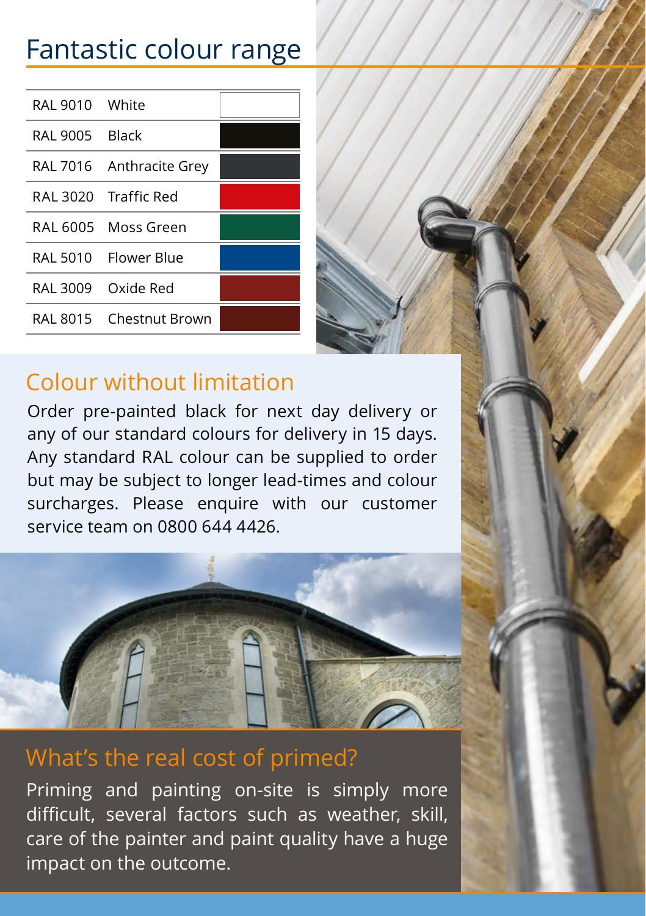# Fantastic colour range

| | | |
|---|---|---|
| RAL 9010 | White | |
| RAL 9005 | Black | |
| RAL 7016 | Anthracite Grey | |
| RAL 3020 | Traffic Red | |
| RAL 6005 | Moss Green | |
| RAL 5010 | Flower Blue | |
| RAL 3009 | Oxide Red | |
| RAL 8015 | Chestnut Brown | |

## Colour without limitation

Order pre-painted black for next day delivery or any of our standard colours for delivery in 15 days. Any standard RAL colour can be supplied to order but may be subject to longer lead-times and colour surcharges. Please enquire with our customer service team on 0800 644 4426.

## What's the real cost of primed?

Priming and painting on-site is simply more difficult, several factors such as weather, skill, care of the painter and paint quality have a huge impact on the outcome.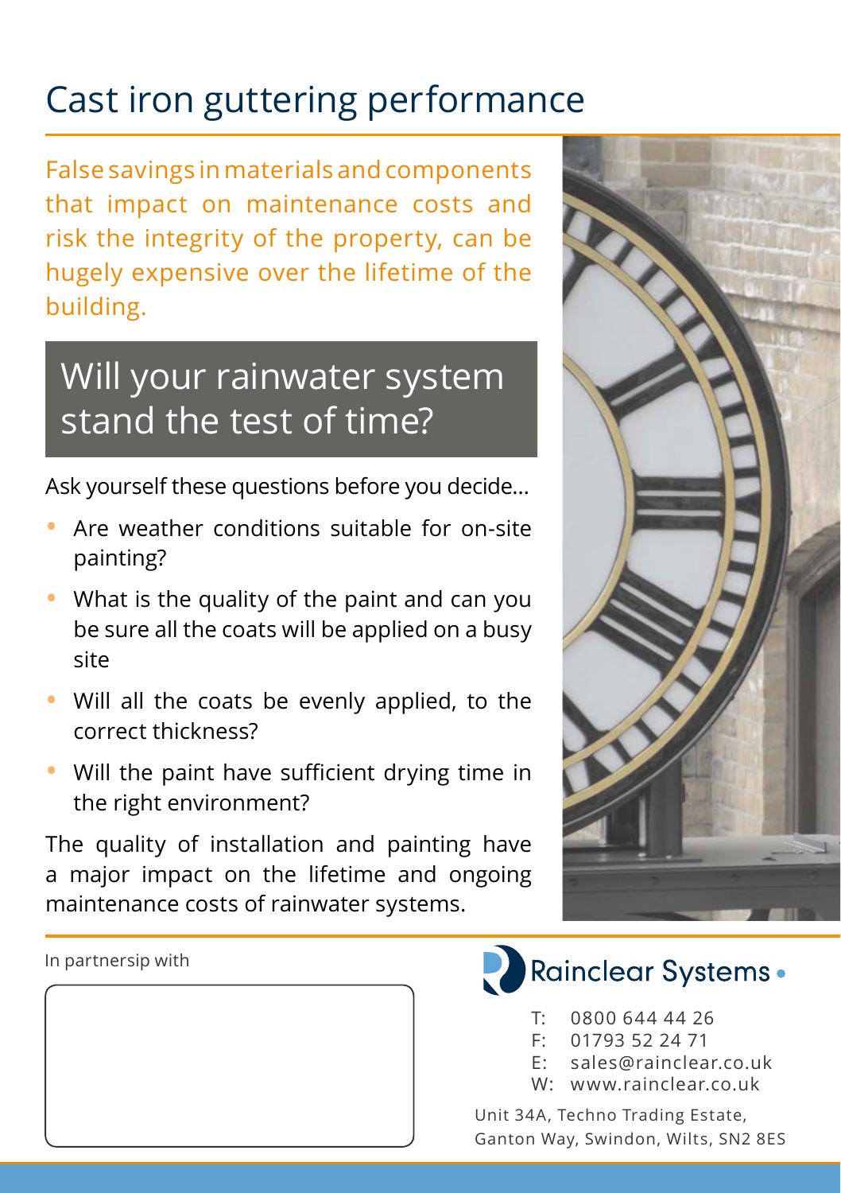# Cast iron guttering performance

False savings in materials and components that impact on maintenance costs and risk the integrity of the property, can be hugely expensive over the lifetime of the building.

## Will your rainwater system stand the test of time?

Ask yourself these questions before you decide...

- Are weather conditions suitable for on-site painting?
- What is the quality of the paint and can you be sure all the coats will be applied on a busy site
- Will all the coats be evenly applied, to the correct thickness?
- Will the paint have sufficient drying time in the right environment?

The quality of installation and painting have a major impact on the lifetime and ongoing maintenance costs of rainwater systems.

In partnersip with

Rainclear Systems

T: 0800 644 44 26
F: 01793 52 24 71
E: sales@rainclear.co.uk
W: www.rainclear.co.uk

Unit 34A, Techno Trading Estate,
Ganton Way, Swindon, Wilts, SN2 8ES